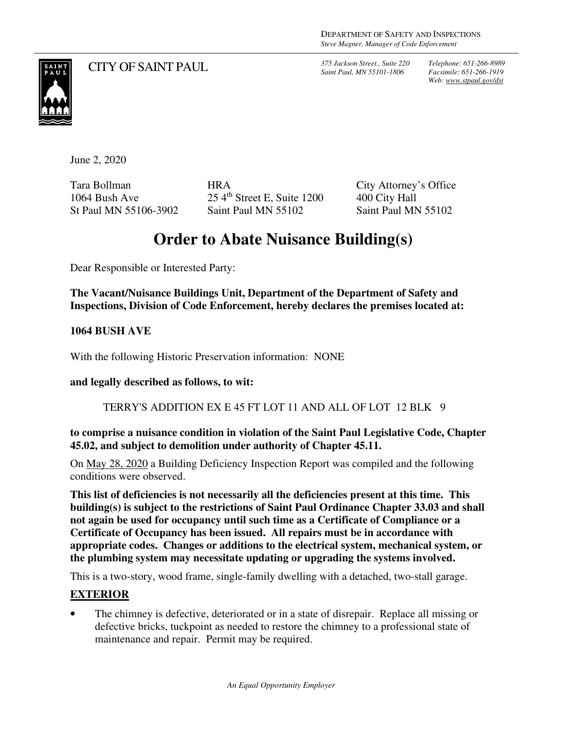DEPARTMENT OF SAFETY AND INSPECTIONS
*Steve Magner, Manager of Code Enforcement*

CITY OF SAINT PAUL

*375 Jackson Street., Suite 220*
*Saint Paul, MN 55101-1806*

*Telephone: 651-266-8989*
*Facsimile: 651-266-1919*
*Web: www.stpaul.gov/dsi*

June 2, 2020

Tara Bollman
1064 Bush Ave
St Paul MN 55106-3902

HRA
25 4th Street E, Suite 1200
Saint Paul MN 55102

City Attorney's Office
400 City Hall
Saint Paul MN 55102

# Order to Abate Nuisance Building(s)

Dear Responsible or Interested Party:

**The Vacant/Nuisance Buildings Unit, Department of the Department of Safety and Inspections, Division of Code Enforcement, hereby declares the premises located at:**

**1064 BUSH AVE**

With the following Historic Preservation information: NONE

**and legally described as follows, to wit:**

TERRY'S ADDITION EX E 45 FT LOT 11 AND ALL OF LOT 12 BLK 9

**to comprise a nuisance condition in violation of the Saint Paul Legislative Code, Chapter 45.02, and subject to demolition under authority of Chapter 45.11.**

On May 28, 2020 a Building Deficiency Inspection Report was compiled and the following conditions were observed.

**This list of deficiencies is not necessarily all the deficiencies present at this time. This building(s) is subject to the restrictions of Saint Paul Ordinance Chapter 33.03 and shall not again be used for occupancy until such time as a Certificate of Compliance or a Certificate of Occupancy has been issued. All repairs must be in accordance with appropriate codes. Changes or additions to the electrical system, mechanical system, or the plumbing system may necessitate updating or upgrading the systems involved.**

This is a two-story, wood frame, single-family dwelling with a detached, two-stall garage.

## EXTERIOR

- The chimney is defective, deteriorated or in a state of disrepair. Replace all missing or defective bricks, tuckpoint as needed to restore the chimney to a professional state of maintenance and repair. Permit may be required.

*An Equal Opportunity Employer*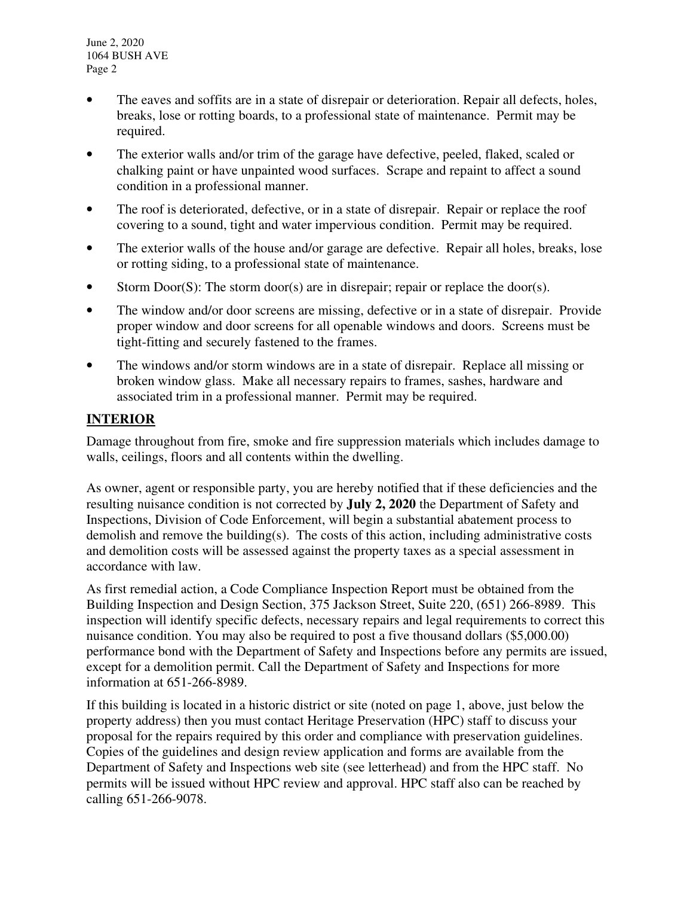- The eaves and soffits are in a state of disrepair or deterioration. Repair all defects, holes, breaks, lose or rotting boards, to a professional state of maintenance. Permit may be required.
- The exterior walls and/or trim of the garage have defective, peeled, flaked, scaled or chalking paint or have unpainted wood surfaces. Scrape and repaint to affect a sound condition in a professional manner.
- The roof is deteriorated, defective, or in a state of disrepair. Repair or replace the roof covering to a sound, tight and water impervious condition. Permit may be required.
- The exterior walls of the house and/or garage are defective. Repair all holes, breaks, lose or rotting siding, to a professional state of maintenance.
- Storm Door(S): The storm door(s) are in disrepair; repair or replace the door(s).
- The window and/or door screens are missing, defective or in a state of disrepair. Provide proper window and door screens for all openable windows and doors. Screens must be tight-fitting and securely fastened to the frames.
- The windows and/or storm windows are in a state of disrepair. Replace all missing or broken window glass. Make all necessary repairs to frames, sashes, hardware and associated trim in a professional manner. Permit may be required.

## INTERIOR

Damage throughout from fire, smoke and fire suppression materials which includes damage to walls, ceilings, floors and all contents within the dwelling.

As owner, agent or responsible party, you are hereby notified that if these deficiencies and the resulting nuisance condition is not corrected by **July 2, 2020** the Department of Safety and Inspections, Division of Code Enforcement, will begin a substantial abatement process to demolish and remove the building(s). The costs of this action, including administrative costs and demolition costs will be assessed against the property taxes as a special assessment in accordance with law.

As first remedial action, a Code Compliance Inspection Report must be obtained from the Building Inspection and Design Section, 375 Jackson Street, Suite 220, (651) 266-8989. This inspection will identify specific defects, necessary repairs and legal requirements to correct this nuisance condition. You may also be required to post a five thousand dollars ($5,000.00) performance bond with the Department of Safety and Inspections before any permits are issued, except for a demolition permit. Call the Department of Safety and Inspections for more information at 651-266-8989.

If this building is located in a historic district or site (noted on page 1, above, just below the property address) then you must contact Heritage Preservation (HPC) staff to discuss your proposal for the repairs required by this order and compliance with preservation guidelines. Copies of the guidelines and design review application and forms are available from the Department of Safety and Inspections web site (see letterhead) and from the HPC staff. No permits will be issued without HPC review and approval. HPC staff also can be reached by calling 651-266-9078.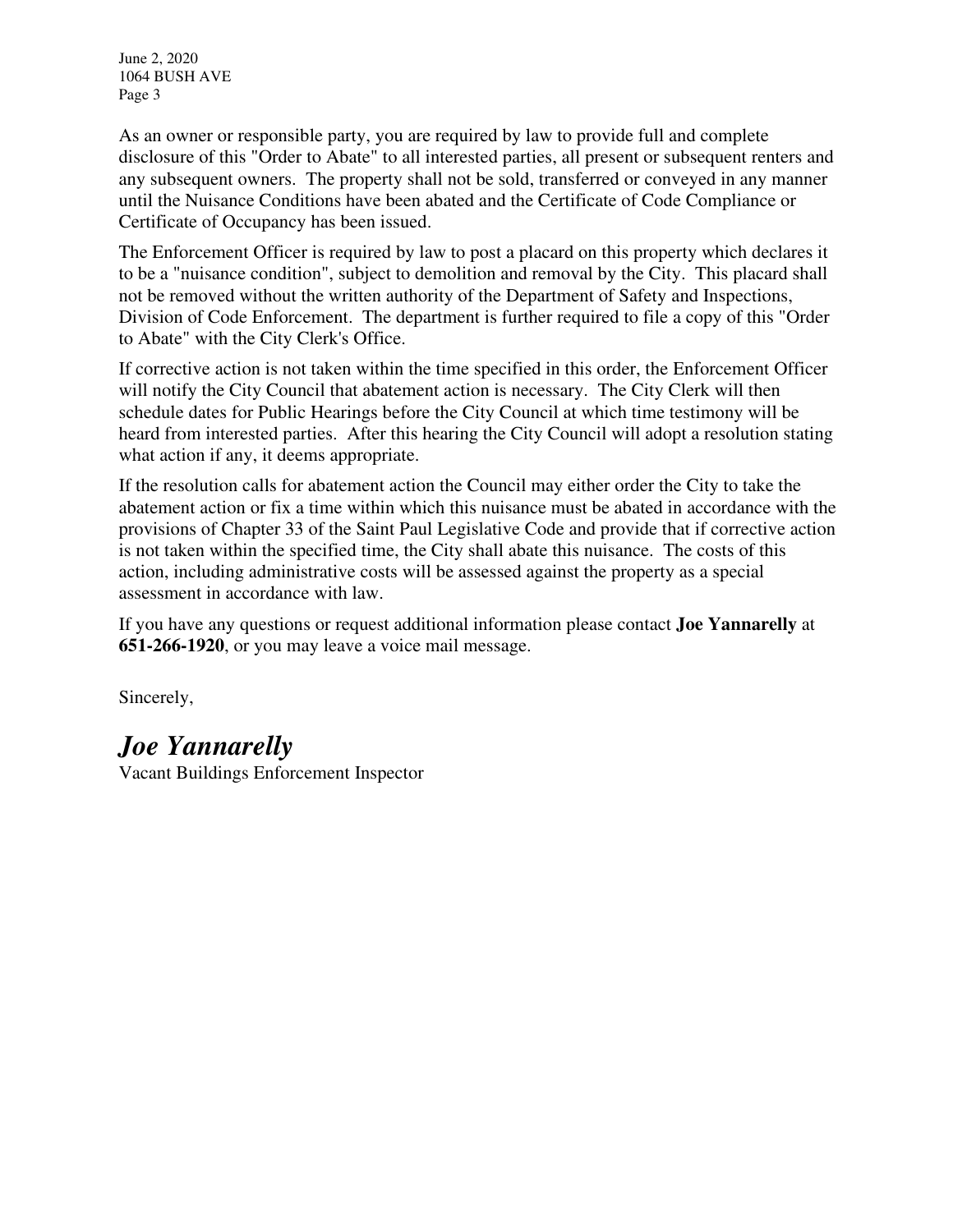As an owner or responsible party, you are required by law to provide full and complete disclosure of this "Order to Abate" to all interested parties, all present or subsequent renters and any subsequent owners. The property shall not be sold, transferred or conveyed in any manner until the Nuisance Conditions have been abated and the Certificate of Code Compliance or Certificate of Occupancy has been issued.

The Enforcement Officer is required by law to post a placard on this property which declares it to be a "nuisance condition", subject to demolition and removal by the City. This placard shall not be removed without the written authority of the Department of Safety and Inspections, Division of Code Enforcement. The department is further required to file a copy of this "Order to Abate" with the City Clerk's Office.

If corrective action is not taken within the time specified in this order, the Enforcement Officer will notify the City Council that abatement action is necessary. The City Clerk will then schedule dates for Public Hearings before the City Council at which time testimony will be heard from interested parties. After this hearing the City Council will adopt a resolution stating what action if any, it deems appropriate.

If the resolution calls for abatement action the Council may either order the City to take the abatement action or fix a time within which this nuisance must be abated in accordance with the provisions of Chapter 33 of the Saint Paul Legislative Code and provide that if corrective action is not taken within the specified time, the City shall abate this nuisance. The costs of this action, including administrative costs will be assessed against the property as a special assessment in accordance with law.

If you have any questions or request additional information please contact **Joe Yannarelly** at **651-266-1920**, or you may leave a voice mail message.

Sincerely,

***Joe Yannarelly***
Vacant Buildings Enforcement Inspector